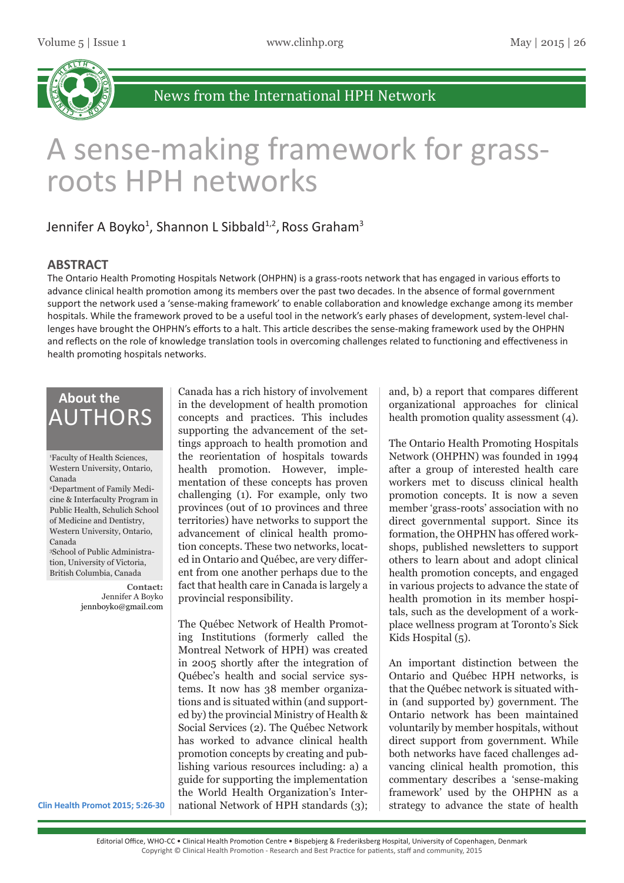News from the International HPH Network

# A sense-making framework for grass-roots HPH networks

Jennifer A Boyko[1], Shannon L Sibbald[1,2], Ross Graham[3]

## ABSTRACT

The Ontario Health Promoting Hospitals Network (OHPHN) is a grass-roots network that has engaged in various efforts to advance clinical health promotion among its members over the past two decades. In the absence of formal government support the network used a 'sense-making framework' to enable collaboration and knowledge exchange among its member hospitals. While the framework proved to be a useful tool in the network's early phases of development, system-level challenges have brought the OHPHN's efforts to a halt. This article describes the sense-making framework used by the OHPHN and reflects on the role of knowledge translation tools in overcoming challenges related to functioning and effectiveness in health promoting hospitals networks.

## About the AUTHORS

[1]Faculty of Health Sciences, Western University, Ontario, Canada

[2]Department of Family Medicine & Interfaculty Program in Public Health, Schulich School of Medicine and Dentistry, Western University, Ontario, Canada

[3]School of Public Administration, University of Victoria, British Columbia, Canada

**Contact:**
Jennifer A Boyko
jennboyko@gmail.com

Canada has a rich history of involvement in the development of health promotion concepts and practices. This includes supporting the advancement of the settings approach to health promotion and the reorientation of hospitals towards health promotion. However, implementation of these concepts has proven challenging (1). For example, only two provinces (out of 10 provinces and three territories) have networks to support the advancement of clinical health promotion concepts. These two networks, located in Ontario and Québec, are very different from one another perhaps due to the fact that health care in Canada is largely a provincial responsibility.

The Québec Network of Health Promoting Institutions (formerly called the Montreal Network of HPH) was created in 2005 shortly after the integration of Québec's health and social service systems. It now has 38 member organizations and is situated within (and supported by) the provincial Ministry of Health & Social Services (2). The Québec Network has worked to advance clinical health promotion concepts by creating and publishing various resources including: a) a guide for supporting the implementation the World Health Organization's International Network of HPH standards (3); and, b) a report that compares different organizational approaches for clinical health promotion quality assessment (4).

The Ontario Health Promoting Hospitals Network (OHPHN) was founded in 1994 after a group of interested health care workers met to discuss clinical health promotion concepts. It is now a seven member 'grass-roots' association with no direct governmental support. Since its formation, the OHPHN has offered workshops, published newsletters to support others to learn about and adopt clinical health promotion concepts, and engaged in various projects to advance the state of health promotion in its member hospitals, such as the development of a workplace wellness program at Toronto's Sick Kids Hospital (5).

An important distinction between the Ontario and Québec HPH networks, is that the Québec network is situated within (and supported by) government. The Ontario network has been maintained voluntarily by member hospitals, without direct support from government. While both networks have faced challenges advancing clinical health promotion, this commentary describes a 'sense-making framework' used by the OHPHN as a strategy to advance the state of health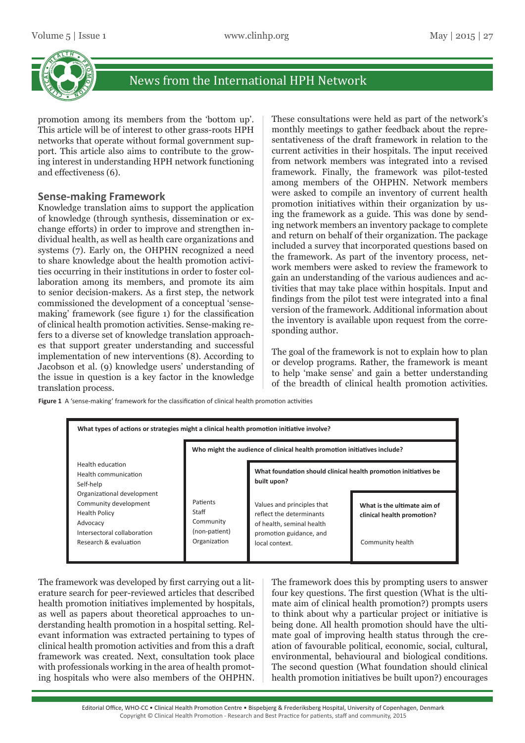promotion among its members from the 'bottom up'. This article will be of interest to other grass-roots HPH networks that operate without formal government support. This article also aims to contribute to the growing interest in understanding HPH network functioning and effectiveness (6).

## Sense-making Framework

Knowledge translation aims to support the application of knowledge (through synthesis, dissemination or exchange efforts) in order to improve and strengthen individual health, as well as health care organizations and systems (7). Early on, the OHPHN recognized a need to share knowledge about the health promotion activities occurring in their institutions in order to foster collaboration among its members, and promote its aim to senior decision-makers. As a first step, the network commissioned the development of a conceptual 'sense-making' framework (see figure 1) for the classification of clinical health promotion activities. Sense-making refers to a diverse set of knowledge translation approaches that support greater understanding and successful implementation of new interventions (8). According to Jacobson et al. (9) knowledge users' understanding of the issue in question is a key factor in the knowledge translation process.

These consultations were held as part of the network's monthly meetings to gather feedback about the representativeness of the draft framework in relation to the current activities in their hospitals. The input received from network members was integrated into a revised framework. Finally, the framework was pilot-tested among members of the OHPHN. Network members were asked to compile an inventory of current health promotion initiatives within their organization by using the framework as a guide. This was done by sending network members an inventory package to complete and return on behalf of their organization. The package included a survey that incorporated questions based on the framework. As part of the inventory process, network members were asked to review the framework to gain an understanding of the various audiences and activities that may take place within hospitals. Input and findings from the pilot test were integrated into a final version of the framework. Additional information about the inventory is available upon request from the corresponding author.

The goal of the framework is not to explain how to plan or develop programs. Rather, the framework is meant to help 'make sense' and gain a better understanding of the breadth of clinical health promotion activities.

**Figure 1** A 'sense-making' framework for the classification of clinical health promotion activities

| What types of actions or strategies might a clinical health promotion initiative involve? | Who might the audience of clinical health promotion initiatives include? | What foundation should clinical health promotion initiatives be built upon? | What is the ultimate aim of clinical health promotion? |
|---|---|---|---|
| Health education<br>Health communication<br>Self-help<br>Organizational development<br>Community development<br>Health Policy<br>Advocacy<br>Intersectoral collaboration<br>Research & evaluation | Patients<br>Staff<br>Community (non-patient)<br>Organization | Values and principles that reflect the determinants of health, seminal health promotion guidance, and local context. | Community health |

The framework was developed by first carrying out a literature search for peer-reviewed articles that described health promotion initiatives implemented by hospitals, as well as papers about theoretical approaches to understanding health promotion in a hospital setting. Relevant information was extracted pertaining to types of clinical health promotion activities and from this a draft framework was created. Next, consultation took place with professionals working in the area of health promoting hospitals who were also members of the OHPHN.

The framework does this by prompting users to answer four key questions. The first question (What is the ultimate aim of clinical health promotion?) prompts users to think about why a particular project or initiative is being done. All health promotion should have the ultimate goal of improving health status through the creation of favourable political, economic, social, cultural, environmental, behavioural and biological conditions. The second question (What foundation should clinical health promotion initiatives be built upon?) encourages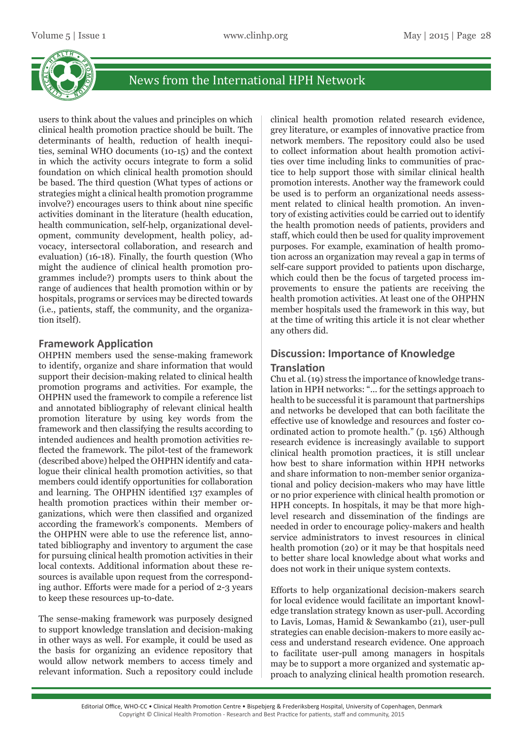users to think about the values and principles on which clinical health promotion practice should be built. The determinants of health, reduction of health inequities, seminal WHO documents (10-15) and the context in which the activity occurs integrate to form a solid foundation on which clinical health promotion should be based. The third question (What types of actions or strategies might a clinical health promotion programme involve?) encourages users to think about nine specific activities dominant in the literature (health education, health communication, self-help, organizational development, community development, health policy, advocacy, intersectoral collaboration, and research and evaluation) (16-18). Finally, the fourth question (Who might the audience of clinical health promotion programmes include?) prompts users to think about the range of audiences that health promotion within or by hospitals, programs or services may be directed towards (i.e., patients, staff, the community, and the organization itself).

## Framework Application

OHPHN members used the sense-making framework to identify, organize and share information that would support their decision-making related to clinical health promotion programs and activities. For example, the OHPHN used the framework to compile a reference list and annotated bibliography of relevant clinical health promotion literature by using key words from the framework and then classifying the results according to intended audiences and health promotion activities reflected the framework. The pilot-test of the framework (described above) helped the OHPHN identify and catalogue their clinical health promotion activities, so that members could identify opportunities for collaboration and learning. The OHPHN identified 137 examples of health promotion practices within their member organizations, which were then classified and organized according the framework's components. Members of the OHPHN were able to use the reference list, annotated bibliography and inventory to argument the case for pursuing clinical health promotion activities in their local contexts. Additional information about these resources is available upon request from the corresponding author. Efforts were made for a period of 2-3 years to keep these resources up-to-date.

The sense-making framework was purposely designed to support knowledge translation and decision-making in other ways as well. For example, it could be used as the basis for organizing an evidence repository that would allow network members to access timely and relevant information. Such a repository could include clinical health promotion related research evidence, grey literature, or examples of innovative practice from network members. The repository could also be used to collect information about health promotion activities over time including links to communities of practice to help support those with similar clinical health promotion interests. Another way the framework could be used is to perform an organizational needs assessment related to clinical health promotion. An inventory of existing activities could be carried out to identify the health promotion needs of patients, providers and staff, which could then be used for quality improvement purposes. For example, examination of health promotion across an organization may reveal a gap in terms of self-care support provided to patients upon discharge, which could then be the focus of targeted process improvements to ensure the patients are receiving the health promotion activities. At least one of the OHPHN member hospitals used the framework in this way, but at the time of writing this article it is not clear whether any others did.

## Discussion: Importance of Knowledge Translation

Chu et al. (19) stress the importance of knowledge translation in HPH networks: "... for the settings approach to health to be successful it is paramount that partnerships and networks be developed that can both facilitate the effective use of knowledge and resources and foster coordinated action to promote health." (p. 156) Although research evidence is increasingly available to support clinical health promotion practices, it is still unclear how best to share information within HPH networks and share information to non-member senior organizational and policy decision-makers who may have little or no prior experience with clinical health promotion or HPH concepts. In hospitals, it may be that more high-level research and dissemination of the findings are needed in order to encourage policy-makers and health service administrators to invest resources in clinical health promotion (20) or it may be that hospitals need to better share local knowledge about what works and does not work in their unique system contexts.

Efforts to help organizational decision-makers search for local evidence would facilitate an important knowledge translation strategy known as user-pull. According to Lavis, Lomas, Hamid & Sewankambo (21), user-pull strategies can enable decision-makers to more easily access and understand research evidence. One approach to facilitate user-pull among managers in hospitals may be to support a more organized and systematic approach to analyzing clinical health promotion research.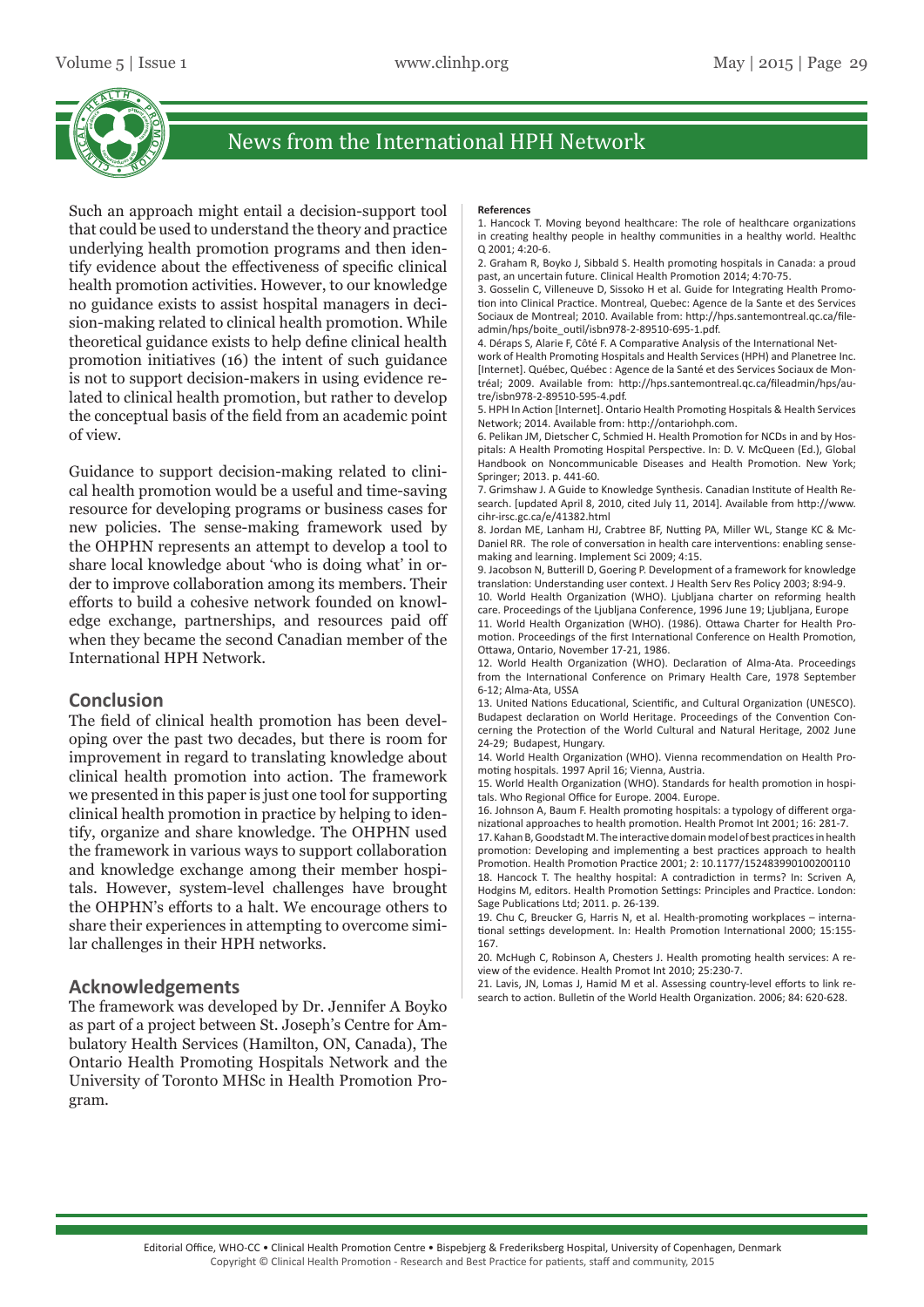Such an approach might entail a decision-support tool that could be used to understand the theory and practice underlying health promotion programs and then identify evidence about the effectiveness of specific clinical health promotion activities. However, to our knowledge no guidance exists to assist hospital managers in decision-making related to clinical health promotion. While theoretical guidance exists to help define clinical health promotion initiatives (16) the intent of such guidance is not to support decision-makers in using evidence related to clinical health promotion, but rather to develop the conceptual basis of the field from an academic point of view.

Guidance to support decision-making related to clinical health promotion would be a useful and time-saving resource for developing programs or business cases for new policies. The sense-making framework used by the OHPHN represents an attempt to develop a tool to share local knowledge about 'who is doing what' in order to improve collaboration among its members. Their efforts to build a cohesive network founded on knowledge exchange, partnerships, and resources paid off when they became the second Canadian member of the International HPH Network.

## Conclusion

The field of clinical health promotion has been developing over the past two decades, but there is room for improvement in regard to translating knowledge about clinical health promotion into action. The framework we presented in this paper is just one tool for supporting clinical health promotion in practice by helping to identify, organize and share knowledge. The OHPHN used the framework in various ways to support collaboration and knowledge exchange among their member hospitals. However, system-level challenges have brought the OHPHN's efforts to a halt. We encourage others to share their experiences in attempting to overcome similar challenges in their HPH networks.

## Acknowledgements

The framework was developed by Dr. Jennifer A Boyko as part of a project between St. Joseph's Centre for Ambulatory Health Services (Hamilton, ON, Canada), The Ontario Health Promoting Hospitals Network and the University of Toronto MHSc in Health Promotion Program.

**References**

1. Hancock T. Moving beyond healthcare: The role of healthcare organizations in creating healthy people in healthy communities in a healthy world. Healthc Q 2001; 4:20-6.
2. Graham R, Boyko J, Sibbald S. Health promoting hospitals in Canada: a proud past, an uncertain future. Clinical Health Promotion 2014; 4:70-75.
3. Gosselin C, Villeneuve D, Sissoko H et al. Guide for Integrating Health Promotion into Clinical Practice. Montreal, Quebec: Agence de la Sante et des Services Sociaux de Montreal; 2010. Available from: http://hps.santemontreal.qc.ca/fileadmin/hps/boite_outil/isbn978-2-89510-695-1.pdf.
4. Déraps S, Alarie F, Côté F. A Comparative Analysis of the International Network of Health Promoting Hospitals and Health Services (HPH) and Planetree Inc. [Internet]. Québec, Québec : Agence de la Santé et des Services Sociaux de Montréal; 2009. Available from: http://hps.santemontreal.qc.ca/fileadmin/hps/autre/isbn978-2-89510-595-4.pdf.
5. HPH In Action [Internet]. Ontario Health Promoting Hospitals & Health Services Network; 2014. Available from: http://ontariohph.com.
6. Pelikan JM, Dietscher C, Schmied H. Health Promotion for NCDs in and by Hospitals: A Health Promoting Hospital Perspective. In: D. V. McQueen (Ed.), Global Handbook on Noncommunicable Diseases and Health Promotion. New York; Springer; 2013. p. 441-60.
7. Grimshaw J. A Guide to Knowledge Synthesis. Canadian Institute of Health Research. [updated April 8, 2010, cited July 11, 2014]. Available from http://www.cihr-irsc.gc.ca/e/41382.html
8. Jordan ME, Lanham HJ, Crabtree BF, Nutting PA, Miller WL, Stange KC & McDaniel RR. The role of conversation in health care interventions: enabling sensemaking and learning. Implement Sci 2009; 4:15.
9. Jacobson N, Butterill D, Goering P. Development of a framework for knowledge translation: Understanding user context. J Health Serv Res Policy 2003; 8:94-9.
10. World Health Organization (WHO). Ljubljana charter on reforming health care. Proceedings of the Ljubljana Conference, 1996 June 19; Ljubljana, Europe
11. World Health Organization (WHO). (1986). Ottawa Charter for Health Promotion. Proceedings of the first International Conference on Health Promotion, Ottawa, Ontario, November 17-21, 1986.
12. World Health Organization (WHO). Declaration of Alma-Ata. Proceedings from the International Conference on Primary Health Care, 1978 September 6-12; Alma-Ata, USSA
13. United Nations Educational, Scientific, and Cultural Organization (UNESCO). Budapest declaration on World Heritage. Proceedings of the Convention Concerning the Protection of the World Cultural and Natural Heritage, 2002 June 24-29; Budapest, Hungary.
14. World Health Organization (WHO). Vienna recommendation on Health Promoting hospitals. 1997 April 16; Vienna, Austria.
15. World Health Organization (WHO). Standards for health promotion in hospitals. Who Regional Office for Europe. 2004. Europe.
16. Johnson A, Baum F. Health promoting hospitals: a typology of different organizational approaches to health promotion. Health Promot Int 2001; 16: 281-7.
17. Kahan B, Goodstadt M. The interactive domain model of best practices in health promotion: Developing and implementing a best practices approach to health Promotion. Health Promotion Practice 2001; 2: 10.1177/152483990100200110
18. Hancock T. The healthy hospital: A contradiction in terms? In: Scriven A, Hodgins M, editors. Health Promotion Settings: Principles and Practice. London: Sage Publications Ltd; 2011. p. 26-139.
19. Chu C, Breucker G, Harris N, et al. Health-promoting workplaces – international settings development. In: Health Promotion International 2000; 15:155-167.
20. McHugh C, Robinson A, Chesters J. Health promoting health services: A review of the evidence. Health Promot Int 2010; 25:230-7.
21. Lavis, JN, Lomas J, Hamid M et al. Assessing country-level efforts to link research to action. Bulletin of the World Health Organization. 2006; 84: 620-628.